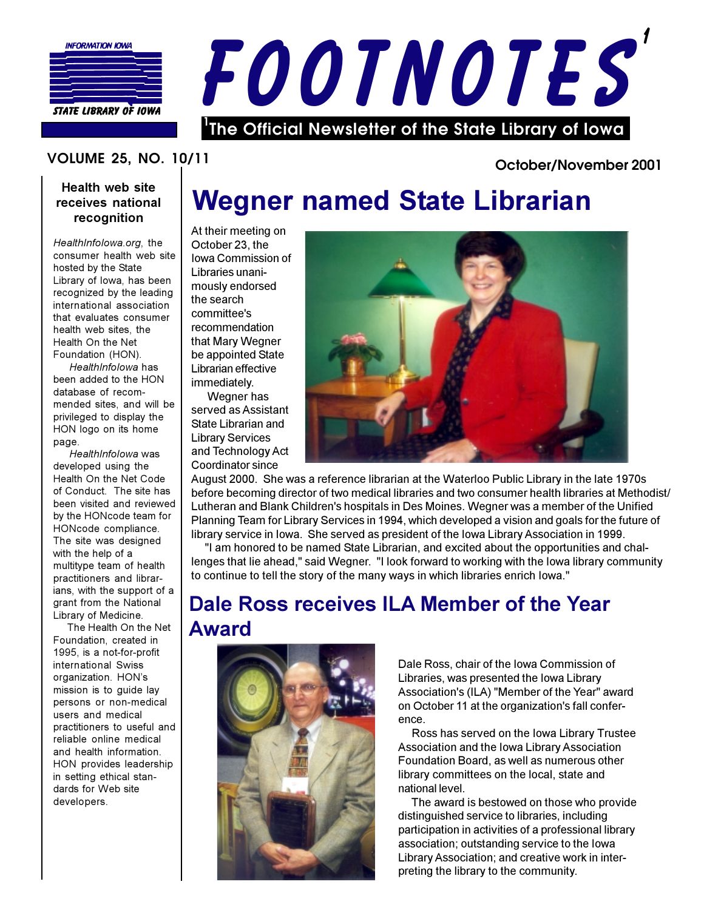INFORMATION IOWA

STATE LIBRARY OF IOWA

# FOOTNOTES[1]

[1]The Official Newsletter of the State Library of Iowa

VOLUME 25, NO. 10/11

October/November 2001

## Wegner named State Librarian

At their meeting on October 23, the Iowa Commission of Libraries unanimously endorsed the search committee's recommendation that Mary Wegner be appointed State Librarian effective immediately.

Wegner has served as Assistant State Librarian and Library Services and Technology Act Coordinator since August 2000. She was a reference librarian at the Waterloo Public Library in the late 1970s before becoming director of two medical libraries and two consumer health libraries at Methodist/Lutheran and Blank Children's hospitals in Des Moines. Wegner was a member of the Unified Planning Team for Library Services in 1994, which developed a vision and goals for the future of library service in Iowa. She served as president of the Iowa Library Association in 1999.

"I am honored to be named State Librarian, and excited about the opportunities and challenges that lie ahead," said Wegner. "I look forward to working with the Iowa library community to continue to tell the story of the many ways in which libraries enrich Iowa."

## Dale Ross receives ILA Member of the Year Award

Dale Ross, chair of the Iowa Commission of Libraries, was presented the Iowa Library Association's (ILA) "Member of the Year" award on October 11 at the organization's fall conference.

Ross has served on the Iowa Library Trustee Association and the Iowa Library Association Foundation Board, as well as numerous other library committees on the local, state and national level.

The award is bestowed on those who provide distinguished service to libraries, including participation in activities of a professional library association; outstanding service to the Iowa Library Association; and creative work in interpreting the library to the community.

### Health web site receives national recognition

*HealthInfoIowa.org*, the consumer health web site hosted by the State Library of Iowa, has been recognized by the leading international association that evaluates consumer health web sites, the Health On the Net Foundation (HON).

*HealthInfoIowa* has been added to the HON database of recommended sites, and will be privileged to display the HON logo on its home page.

*HealthInfoIowa* was developed using the Health On the Net Code of Conduct. The site has been visited and reviewed by the HONcode team for HONcode compliance. The site was designed with the help of a multitype team of health practitioners and librarians, with the support of a grant from the National Library of Medicine.

The Health On the Net Foundation, created in 1995, is a not-for-profit international Swiss organization. HON's mission is to guide lay persons or non-medical users and medical practitioners to useful and reliable online medical and health information. HON provides leadership in setting ethical standards for Web site developers.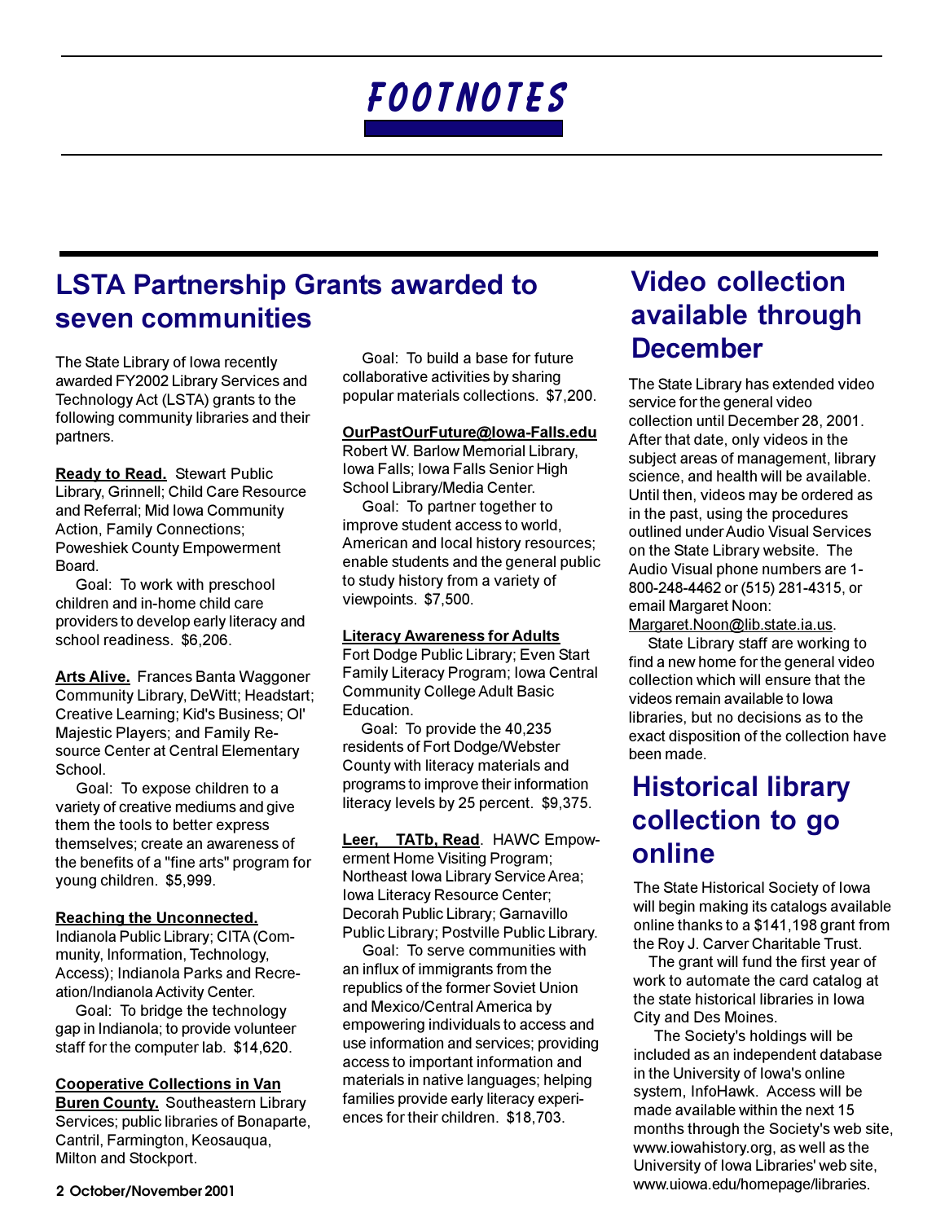# FOOTNOTES

## LSTA Partnership Grants awarded to seven communities

The State Library of Iowa recently awarded FY2002 Library Services and Technology Act (LSTA) grants to the following community libraries and their partners.

**Ready to Read.** Stewart Public Library, Grinnell; Child Care Resource and Referral; Mid Iowa Community Action, Family Connections; Poweshiek County Empowerment Board.

Goal: To work with preschool children and in-home child care providers to develop early literacy and school readiness. $6,206.

**Arts Alive.** Frances Banta Waggoner Community Library, DeWitt; Headstart; Creative Learning; Kid's Business; Ol' Majestic Players; and Family Resource Center at Central Elementary School.

Goal: To expose children to a variety of creative mediums and give them the tools to better express themselves; create an awareness of the benefits of a "fine arts" program for young children. $5,999.

**Reaching the Unconnected.** Indianola Public Library; CITA (Community, Information, Technology, Access); Indianola Parks and Recreation/Indianola Activity Center.

Goal: To bridge the technology gap in Indianola; to provide volunteer staff for the computer lab. $14,620.

**Cooperative Collections in Van Buren County.** Southeastern Library Services; public libraries of Bonaparte, Cantril, Farmington, Keosauqua, Milton and Stockport.

Goal: To build a base for future collaborative activities by sharing popular materials collections. $7,200.

**OurPastOurFuture@Iowa-Falls.edu** Robert W. Barlow Memorial Library, Iowa Falls; Iowa Falls Senior High School Library/Media Center.

Goal: To partner together to improve student access to world, American and local history resources; enable students and the general public to study history from a variety of viewpoints. $7,500.

**Literacy Awareness for Adults** Fort Dodge Public Library; Even Start Family Literacy Program; Iowa Central Community College Adult Basic Education.

Goal: To provide the 40,235 residents of Fort Dodge/Webster County with literacy materials and programs to improve their information literacy levels by 25 percent. $9,375.

**Leer, TATb, Read**. HAWC Empowerment Home Visiting Program; Northeast Iowa Library Service Area; Iowa Literacy Resource Center; Decorah Public Library; Garnavillo Public Library; Postville Public Library.

Goal: To serve communities with an influx of immigrants from the republics of the former Soviet Union and Mexico/Central America by empowering individuals to access and use information and services; providing access to important information and materials in native languages; helping families provide early literacy experiences for their children. $18,703.

## Video collection available through December

The State Library has extended video service for the general video collection until December 28, 2001. After that date, only videos in the subject areas of management, library science, and health will be available. Until then, videos may be ordered as in the past, using the procedures outlined under Audio Visual Services on the State Library website. The Audio Visual phone numbers are 1-800-248-4462 or (515) 281-4315, or email Margaret Noon: Margaret.Noon@lib.state.ia.us.

State Library staff are working to find a new home for the general video collection which will ensure that the videos remain available to Iowa libraries, but no decisions as to the exact disposition of the collection have been made.

## Historical library collection to go online

The State Historical Society of Iowa will begin making its catalogs available online thanks to a $141,198 grant from the Roy J. Carver Charitable Trust.

The grant will fund the first year of work to automate the card catalog at the state historical libraries in Iowa City and Des Moines.

The Society's holdings will be included as an independent database in the University of Iowa's online system, InfoHawk. Access will be made available within the next 15 months through the Society's web site, www.iowahistory.org, as well as the University of Iowa Libraries' web site, www.uiowa.edu/homepage/libraries.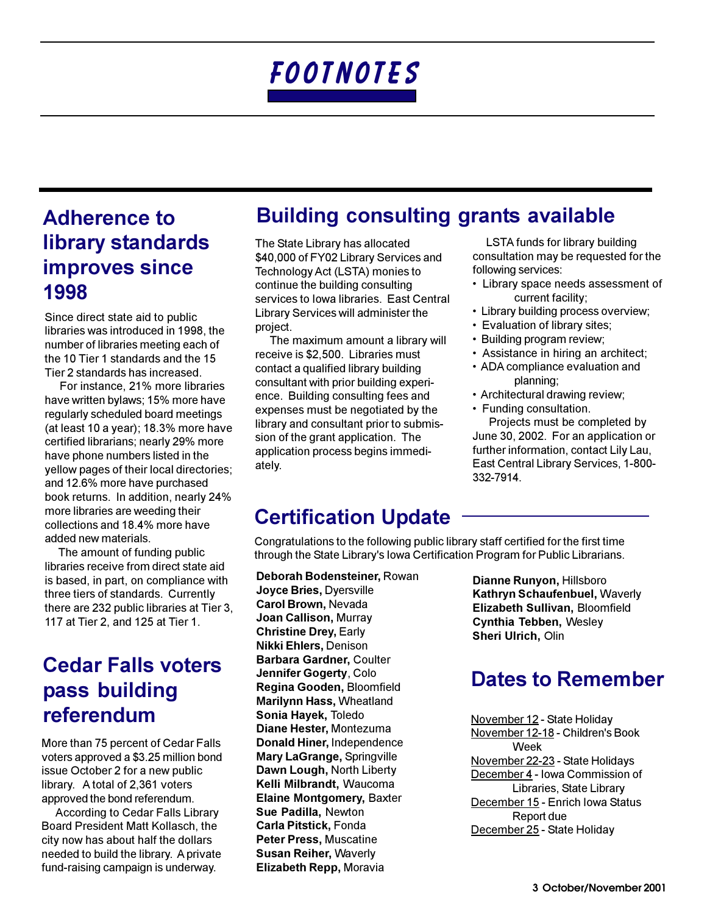# FOOTNOTES

## Adherence to library standards improves since 1998

Since direct state aid to public libraries was introduced in 1998, the number of libraries meeting each of the 10 Tier 1 standards and the 15 Tier 2 standards has increased.

For instance, 21% more libraries have written bylaws; 15% more have regularly scheduled board meetings (at least 10 a year); 18.3% more have certified librarians; nearly 29% more have phone numbers listed in the yellow pages of their local directories; and 12.6% more have purchased book returns. In addition, nearly 24% more libraries are weeding their collections and 18.4% more have added new materials.

The amount of funding public libraries receive from direct state aid is based, in part, on compliance with three tiers of standards. Currently there are 232 public libraries at Tier 3, 117 at Tier 2, and 125 at Tier 1.

## Cedar Falls voters pass building referendum

More than 75 percent of Cedar Falls voters approved a $3.25 million bond issue October 2 for a new public library. A total of 2,361 voters approved the bond referendum.

According to Cedar Falls Library Board President Matt Kollasch, the city now has about half the dollars needed to build the library. A private fund-raising campaign is underway.

## Building consulting grants available

The State Library has allocated $40,000 of FY02 Library Services and Technology Act (LSTA) monies to continue the building consulting services to Iowa libraries. East Central Library Services will administer the project.

The maximum amount a library will receive is $2,500. Libraries must contact a qualified library building consultant with prior building experience. Building consulting fees and expenses must be negotiated by the library and consultant prior to submission of the grant application. The application process begins immediately.

LSTA funds for library building consultation may be requested for the following services:

- Library space needs assessment of current facility;
- Library building process overview;
- Evaluation of library sites;
- Building program review;
- Assistance in hiring an architect;
- ADA compliance evaluation and planning;
- Architectural drawing review;
- Funding consultation.

Projects must be completed by June 30, 2002. For an application or further information, contact Lily Lau, East Central Library Services, 1-800-332-7914.

## Certification Update

Congratulations to the following public library staff certified for the first time through the State Library's Iowa Certification Program for Public Librarians.

**Deborah Bodensteiner,** Rowan
**Joyce Bries,** Dyersville
**Carol Brown,** Nevada
**Joan Callison,** Murray
**Christine Drey,** Early
**Nikki Ehlers,** Denison
**Barbara Gardner,** Coulter
**Jennifer Gogerty**, Colo
**Regina Gooden,** Bloomfield
**Marilynn Hass,** Wheatland
**Sonia Hayek,** Toledo
**Diane Hester,** Montezuma
**Donald Hiner,** Independence
**Mary LaGrange,** Springville
**Dawn Lough,** North Liberty
**Kelli Milbrandt,** Waucoma
**Elaine Montgomery,** Baxter
**Sue Padilla,** Newton
**Carla Pitstick,** Fonda
**Peter Press,** Muscatine
**Susan Reiher,** Waverly
**Elizabeth Repp,** Moravia
**Dianne Runyon,** Hillsboro
**Kathryn Schaufenbuel,** Waverly
**Elizabeth Sullivan,** Bloomfield
**Cynthia Tebben,** Wesley
**Sheri Ulrich,** Olin

## Dates to Remember

November 12 - State Holiday
November 12-18 - Children's Book Week
November 22-23 - State Holidays
December 4 - Iowa Commission of Libraries, State Library
December 15 - Enrich Iowa Status Report due
December 25 - State Holiday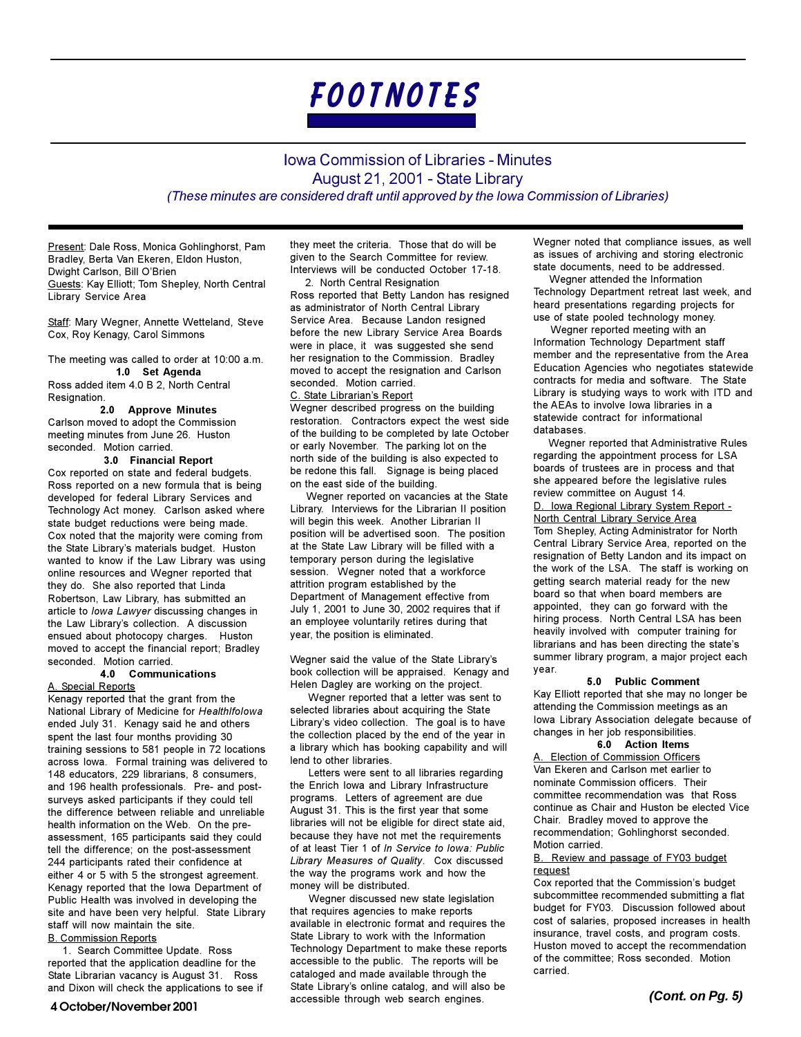# FOOTNOTES

## Iowa Commission of Libraries - Minutes
## August 21, 2001 - State Library

*(These minutes are considered draft until approved by the Iowa Commission of Libraries)*

Present: Dale Ross, Monica Gohlinghorst, Pam Bradley, Berta Van Ekeren, Eldon Huston, Dwight Carlson, Bill O'Brien
Guests: Kay Elliott; Tom Shepley, North Central Library Service Area

Staff: Mary Wegner, Annette Wetteland, Steve Cox, Roy Kenagy, Carol Simmons

The meeting was called to order at 10:00 a.m.

**1.0 Set Agenda**

Ross added item 4.0 B 2, North Central Resignation.

**2.0 Approve Minutes**

Carlson moved to adopt the Commission meeting minutes from June 26. Huston seconded. Motion carried.

**3.0 Financial Report**

Cox reported on state and federal budgets. Ross reported on a new formula that is being developed for federal Library Services and Technology Act money. Carlson asked where state budget reductions were being made. Cox noted that the majority were coming from the State Library's materials budget. Huston wanted to know if the Law Library was using online resources and Wegner reported that they do. She also reported that Linda Robertson, Law Library, has submitted an article to *Iowa Lawyer* discussing changes in the Law Library's collection. A discussion ensued about photocopy charges. Huston moved to accept the financial report; Bradley seconded. Motion carried.

**4.0 Communications**

A. Special Reports

Kenagy reported that the grant from the National Library of Medicine for *HealthIowa* ended July 31. Kenagy said he and others spent the last four months providing 30 training sessions to 581 people in 72 locations across Iowa. Formal training was delivered to 148 educators, 229 librarians, 8 consumers, and 196 health professionals. Pre- and post-surveys asked participants if they could tell the difference between reliable and unreliable health information on the Web. On the pre-assessment, 165 participants said they could tell the difference; on the post-assessment 244 participants rated their confidence at either 4 or 5 with 5 the strongest agreement. Kenagy reported that the Iowa Department of Public Health was involved in developing the site and have been very helpful. State Library staff will now maintain the site.

B. Commission Reports

1. Search Committee Update. Ross reported that the application deadline for the State Librarian vacancy is August 31. Ross and Dixon will check the applications to see if they meet the criteria. Those that do will be given to the Search Committee for review. Interviews will be conducted October 17-18.

2. North Central Resignation

Ross reported that Betty Landon has resigned as administrator of North Central Library Service Area. Because Landon resigned before the new Library Service Area Boards were in place, it was suggested she send her resignation to the Commission. Bradley moved to accept the resignation and Carlson seconded. Motion carried.

C. State Librarian's Report

Wegner described progress on the building restoration. Contractors expect the west side of the building to be completed by late October or early November. The parking lot on the north side of the building is also expected to be redone this fall. Signage is being placed on the east side of the building.

Wegner reported on vacancies at the State Library. Interviews for the Librarian II position will begin this week. Another Librarian II position will be advertised soon. The position at the State Law Library will be filled with a temporary person during the legislative session. Wegner noted that a workforce attrition program established by the Department of Management effective from July 1, 2001 to June 30, 2002 requires that if an employee voluntarily retires during that year, the position is eliminated.

Wegner said the value of the State Library's book collection will be appraised. Kenagy and Helen Dagley are working on the project.

Wegner reported that a letter was sent to selected libraries about acquiring the State Library's video collection. The goal is to have the collection placed by the end of the year in a library which has booking capability and will lend to other libraries.

Letters were sent to all libraries regarding the Enrich Iowa and Library Infrastructure programs. Letters of agreement are due August 31. This is the first year that some libraries will not be eligible for direct state aid, because they have not met the requirements of at least Tier 1 of *In Service to Iowa: Public Library Measures of Quality*. Cox discussed the way the programs work and how the money will be distributed.

Wegner discussed new state legislation that requires agencies to make reports available in electronic format and requires the State Library to work with the Information Technology Department to make these reports accessible to the public. The reports will be cataloged and made available through the State Library's online catalog, and will also be accessible through web search engines. Wegner noted that compliance issues, as well as issues of archiving and storing electronic state documents, need to be addressed.

Wegner attended the Information Technology Department retreat last week, and heard presentations regarding projects for use of state pooled technology money.

Wegner reported meeting with an Information Technology Department staff member and the representative from the Area Education Agencies who negotiates statewide contracts for media and software. The State Library is studying ways to work with ITD and the AEAs to involve Iowa libraries in a statewide contract for informational databases.

Wegner reported that Administrative Rules regarding the appointment process for LSA boards of trustees are in process and that she appeared before the legislative rules review committee on August 14.

D. Iowa Regional Library System Report - North Central Library Service Area

Tom Shepley, Acting Administrator for North Central Library Service Area, reported on the resignation of Betty Landon and its impact on the work of the LSA. The staff is working on getting search material ready for the new board so that when board members are appointed, they can go forward with the hiring process. North Central LSA has been heavily involved with computer training for librarians and has been directing the state's summer library program, a major project each year.

**5.0 Public Comment**

Kay Elliott reported that she may no longer be attending the Commission meetings as an Iowa Library Association delegate because of changes in her job responsibilities.

**6.0 Action Items**

A. Election of Commission Officers

Van Ekeren and Carlson met earlier to nominate Commission officers. Their committee recommendation was that Ross continue as Chair and Huston be elected Vice Chair. Bradley moved to approve the recommendation; Gohlinghorst seconded. Motion carried.

B. Review and passage of FY03 budget request

Cox reported that the Commission's budget subcommittee recommended submitting a flat budget for FY03. Discussion followed about cost of salaries, proposed increases in health insurance, travel costs, and program costs. Huston moved to accept the recommendation of the committee; Ross seconded. Motion carried.

***(Cont. on Pg. 5)***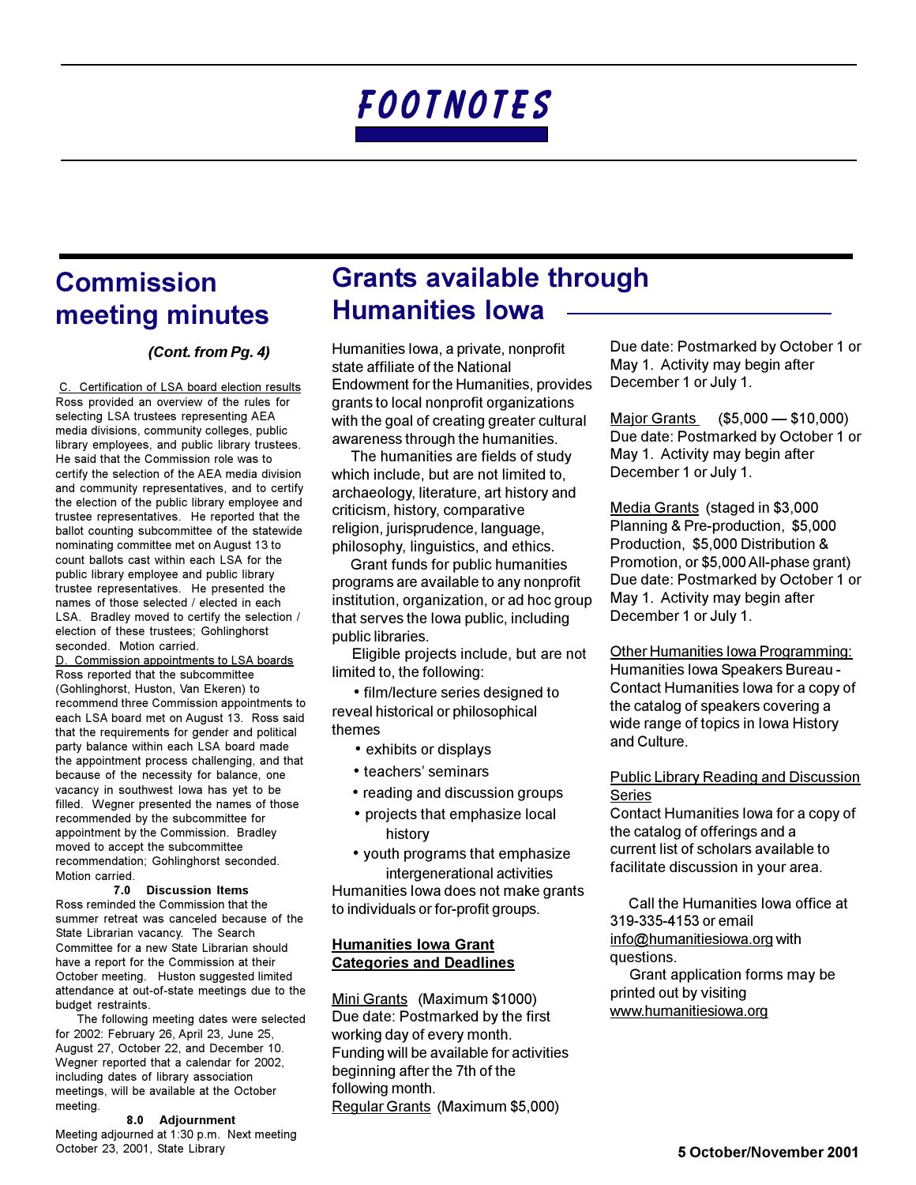# FOOTNOTES

## Commission meeting minutes

***(Cont. from Pg. 4)***

C. Certification of LSA board election results

Ross provided an overview of the rules for selecting LSA trustees representing AEA media divisions, community colleges, public library employees, and public library trustees. He said that the Commission role was to certify the selection of the AEA media division and community representatives, and to certify the election of the public library employee and trustee representatives. He reported that the ballot counting subcommittee of the statewide nominating committee met on August 13 to count ballots cast within each LSA for the public library employee and public library trustee representatives. He presented the names of those selected / elected in each LSA. Bradley moved to certify the selection / election of these trustees; Gohlinghorst seconded. Motion carried.

D. Commission appointments to LSA boards

Ross reported that the subcommittee (Gohlinghorst, Huston, Van Ekeren) to recommend three Commission appointments to each LSA board met on August 13. Ross said that the requirements for gender and political party balance within each LSA board made the appointment process challenging, and that because of the necessity for balance, one vacancy in southwest Iowa has yet to be filled. Wegner presented the names of those recommended by the subcommittee for appointment by the Commission. Bradley moved to accept the subcommittee recommendation; Gohlinghorst seconded. Motion carried.

**7.0 Discussion Items**

Ross reminded the Commission that the summer retreat was canceled because of the State Librarian vacancy. The Search Committee for a new State Librarian should have a report for the Commission at their October meeting. Huston suggested limited attendance at out-of-state meetings due to the budget restraints.

The following meeting dates were selected for 2002: February 26, April 23, June 25, August 27, October 22, and December 10. Wegner reported that a calendar for 2002, including dates of library association meetings, will be available at the October meeting.

**8.0 Adjournment**

Meeting adjourned at 1:30 p.m. Next meeting October 23, 2001, State Library

## Grants available through Humanities Iowa

Humanities Iowa, a private, nonprofit state affiliate of the National Endowment for the Humanities, provides grants to local nonprofit organizations with the goal of creating greater cultural awareness through the humanities.

The humanities are fields of study which include, but are not limited to, archaeology, literature, art history and criticism, history, comparative religion, jurisprudence, language, philosophy, linguistics, and ethics.

Grant funds for public humanities programs are available to any nonprofit institution, organization, or ad hoc group that serves the Iowa public, including public libraries.

Eligible projects include, but are not limited to, the following:

- film/lecture series designed to reveal historical or philosophical themes
- exhibits or displays
- teachers' seminars
- reading and discussion groups
- projects that emphasize local history
- youth programs that emphasize intergenerational activities

Humanities Iowa does not make grants to individuals or for-profit groups.

**Humanities Iowa Grant Categories and Deadlines**

Mini Grants (Maximum $1000)
Due date: Postmarked by the first working day of every month. Funding will be available for activities beginning after the 7th of the following month.

Regular Grants (Maximum $5,000)
Due date: Postmarked by October 1 or May 1. Activity may begin after December 1 or July 1.

Major Grants ($5,000 — $10,000)
Due date: Postmarked by October 1 or May 1. Activity may begin after December 1 or July 1.

Media Grants (staged in $3,000 Planning & Pre-production, $5,000 Production, $5,000 Distribution & Promotion, or $5,000 All-phase grant)
Due date: Postmarked by October 1 or May 1. Activity may begin after December 1 or July 1.

Other Humanities Iowa Programming:
Humanities Iowa Speakers Bureau - Contact Humanities Iowa for a copy of the catalog of speakers covering a wide range of topics in Iowa History and Culture.

Public Library Reading and Discussion Series
Contact Humanities Iowa for a copy of the catalog of offerings and a current list of scholars available to facilitate discussion in your area.

Call the Humanities Iowa office at 319-335-4153 or email info@humanitiesiowa.org with questions.

Grant application forms may be printed out by visiting www.humanitiesiowa.org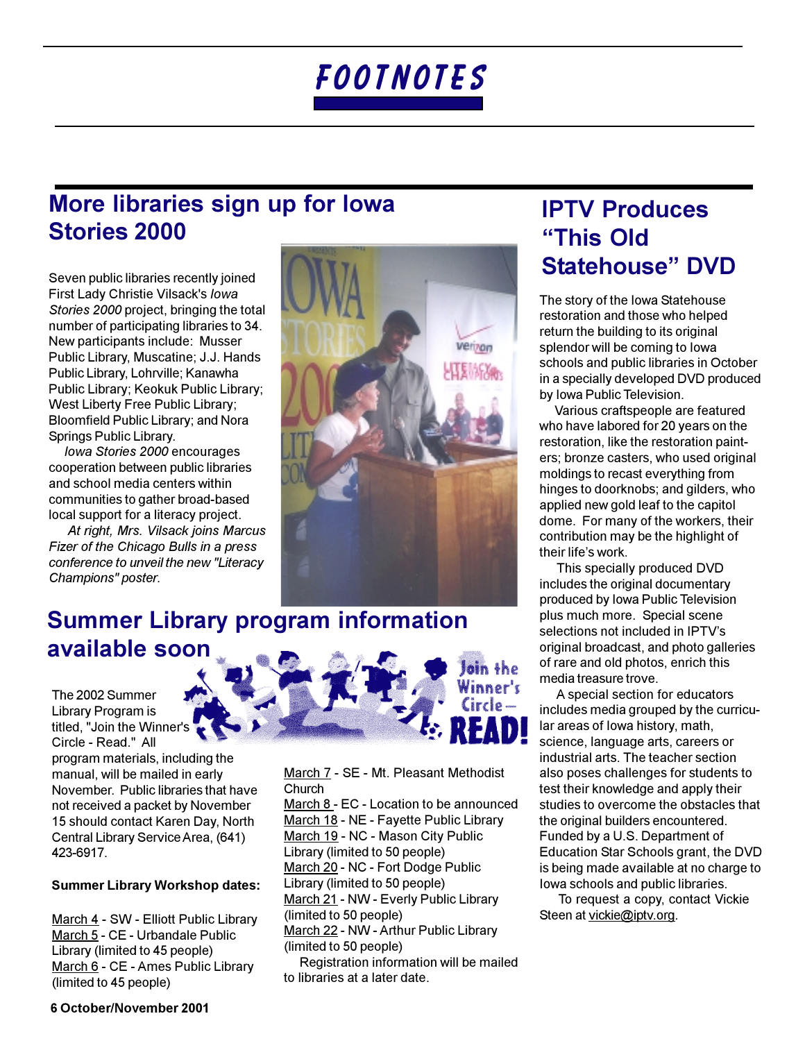# FOOTNOTES

## More libraries sign up for Iowa Stories 2000

Seven public libraries recently joined First Lady Christie Vilsack's *Iowa Stories 2000* project, bringing the total number of participating libraries to 34. New participants include: Musser Public Library, Muscatine; J.J. Hands Public Library, Lohrville; Kanawha Public Library; Keokuk Public Library; West Liberty Free Public Library; Bloomfield Public Library; and Nora Springs Public Library.

*Iowa Stories 2000* encourages cooperation between public libraries and school media centers within communities to gather broad-based local support for a literacy project.

*At right, Mrs. Vilsack joins Marcus Fizer of the Chicago Bulls in a press conference to unveil the new "Literacy Champions" poster.*

## Summer Library program information available soon

The 2002 Summer Library Program is titled, "Join the Winner's Circle - Read." All program materials, including the manual, will be mailed in early November. Public libraries that have not received a packet by November 15 should contact Karen Day, North Central Library Service Area, (641) 423-6917.

**Summer Library Workshop dates:**

March 4 - SW - Elliott Public Library
March 5 - CE - Urbandale Public Library (limited to 45 people)
March 6 - CE - Ames Public Library (limited to 45 people)
March 7 - SE - Mt. Pleasant Methodist Church
March 8 - EC - Location to be announced
March 18 - NE - Fayette Public Library
March 19 - NC - Mason City Public Library (limited to 50 people)
March 20 - NC - Fort Dodge Public Library (limited to 50 people)
March 21 - NW - Everly Public Library (limited to 50 people)
March 22 - NW - Arthur Public Library (limited to 50 people)

Registration information will be mailed to libraries at a later date.

## IPTV Produces "This Old Statehouse" DVD

The story of the Iowa Statehouse restoration and those who helped return the building to its original splendor will be coming to Iowa schools and public libraries in October in a specially developed DVD produced by Iowa Public Television.

Various craftspeople are featured who have labored for 20 years on the restoration, like the restoration painters; bronze casters, who used original moldings to recast everything from hinges to doorknobs; and gilders, who applied new gold leaf to the capitol dome. For many of the workers, their contribution may be the highlight of their life's work.

This specially produced DVD includes the original documentary produced by Iowa Public Television plus much more. Special scene selections not included in IPTV's original broadcast, and photo galleries of rare and old photos, enrich this media treasure trove.

A special section for educators includes media grouped by the curricular areas of Iowa history, math, science, language arts, careers or industrial arts. The teacher section also poses challenges for students to test their knowledge and apply their studies to overcome the obstacles that the original builders encountered. Funded by a U.S. Department of Education Star Schools grant, the DVD is being made available at no charge to Iowa schools and public libraries.

To request a copy, contact Vickie Steen at vickie@iptv.org.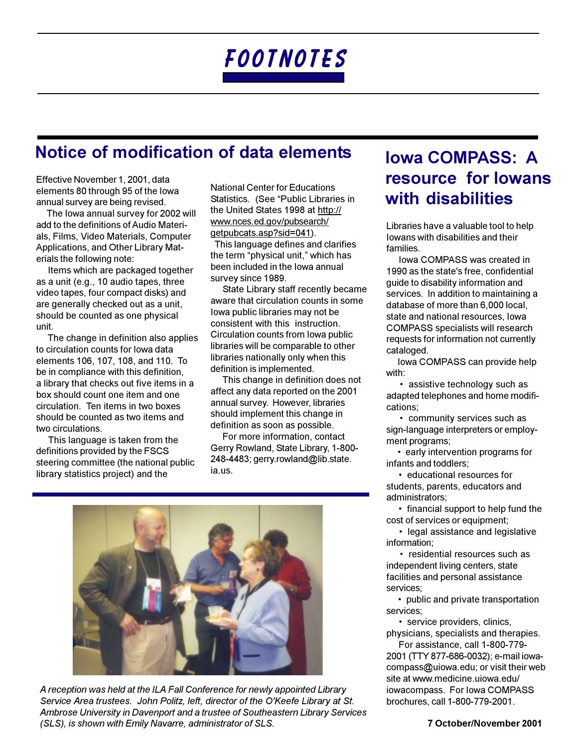# FOOTNOTES

## Notice of modification of data elements

Effective November 1, 2001, data elements 80 through 95 of the Iowa annual survey are being revised.

The Iowa annual survey for 2002 will add to the definitions of Audio Materials, Films, Video Materials, Computer Applications, and Other Library Materials the following note:

Items which are packaged together as a unit (e.g., 10 audio tapes, three video tapes, four compact disks) and are generally checked out as a unit, should be counted as one physical unit.

The change in definition also applies to circulation counts for Iowa data elements 106, 107, 108, and 110. To be in compliance with this definition, a library that checks out five items in a box should count one item and one circulation. Ten items in two boxes should be counted as two items and two circulations.

This language is taken from the definitions provided by the FSCS steering committee (the national public library statistics project) and the National Center for Educations Statistics. (See "Public Libraries in the United States 1998 at http://www.nces.ed.gov/pubsearch/getpubcats.asp?sid=041).

This language defines and clarifies the term "physical unit," which has been included in the Iowa annual survey since 1989.

State Library staff recently became aware that circulation counts in some Iowa public libraries may not be consistent with this instruction. Circulation counts from Iowa public libraries will be comparable to other libraries nationally only when this definition is implemented.

This change in definition does not affect any data reported on the 2001 annual survey. However, libraries should implement this change in definition as soon as possible.

For more information, contact Gerry Rowland, State Library, 1-800-248-4483; gerry.rowland@lib.state.ia.us.

*A reception was held at the ILA Fall Conference for newly appointed Library Service Area trustees. John Politz, left, director of the O'Keefe Library at St. Ambrose University in Davenport and a trustee of Southeastern Library Services (SLS), is shown with Emily Navarre, administrator of SLS.*

## Iowa COMPASS: A resource for Iowans with disabilities

Libraries have a valuable tool to help Iowans with disabilities and their families.

Iowa COMPASS was created in 1990 as the state's free, confidential guide to disability information and services. In addition to maintaining a database of more than 6,000 local, state and national resources, Iowa COMPASS specialists will research requests for information not currently cataloged.

Iowa COMPASS can provide help with:

- assistive technology such as adapted telephones and home modifications;
- community services such as sign-language interpreters or employment programs;
- early intervention programs for infants and toddlers;
- educational resources for students, parents, educators and administrators;
- financial support to help fund the cost of services or equipment;
- legal assistance and legislative information;
- residential resources such as independent living centers, state facilities and personal assistance services;
- public and private transportation services;
- service providers, clinics, physicians, specialists and therapies.

For assistance, call 1-800-779-2001 (TTY 877-686-0032); e-mail iowa-compass@uiowa.edu; or visit their web site at www.medicine.uiowa.edu/iowacompass. For Iowa COMPASS brochures, call 1-800-779-2001.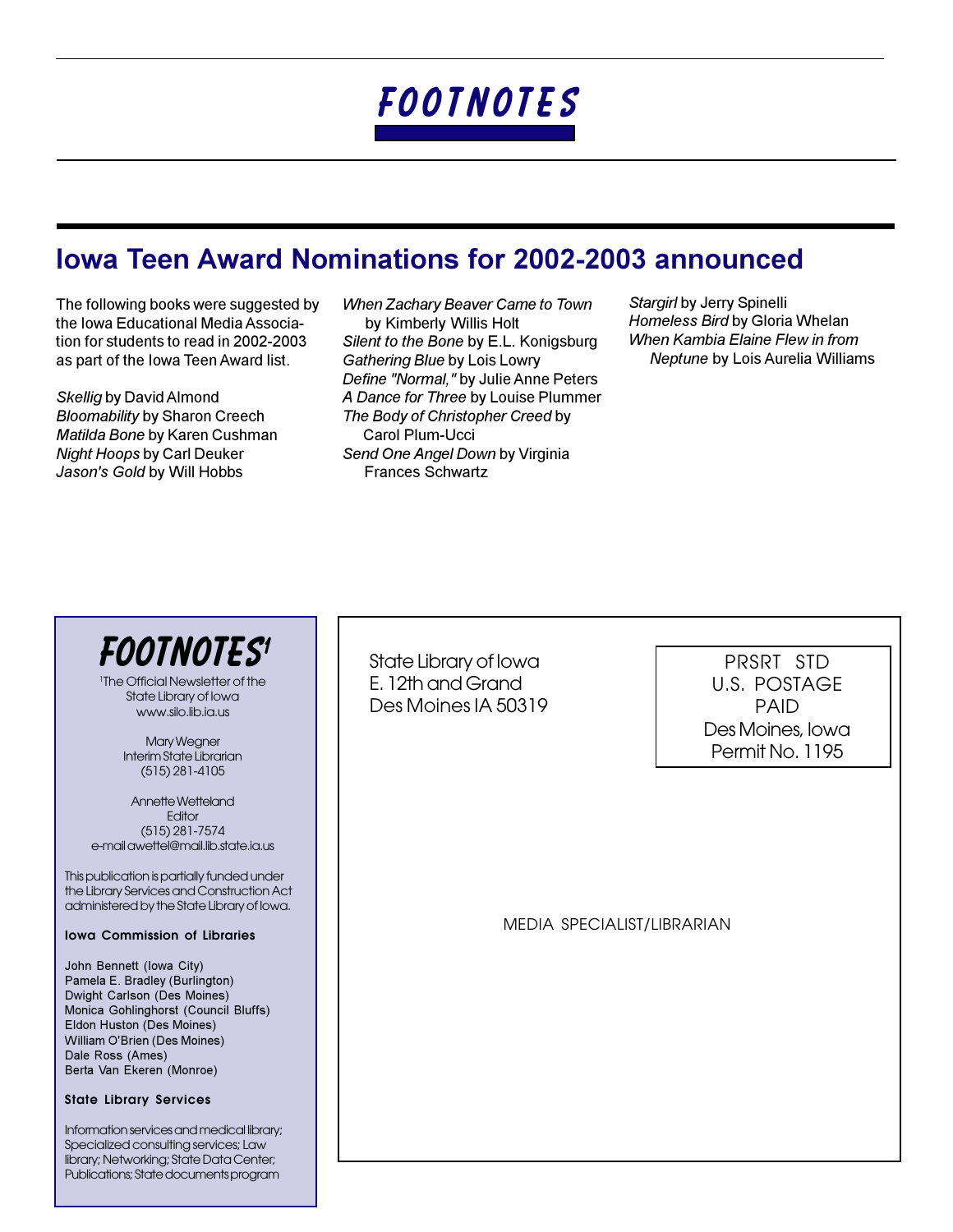# FOOTNOTES

## Iowa Teen Award Nominations for 2002-2003 announced

The following books were suggested by the Iowa Educational Media Association for students to read in 2002-2003 as part of the Iowa Teen Award list.

*Skellig* by David Almond
*Bloomability* by Sharon Creech
*Matilda Bone* by Karen Cushman
*Night Hoops* by Carl Deuker
*Jason's Gold* by Will Hobbs
*When Zachary Beaver Came to Town* by Kimberly Willis Holt
*Silent to the Bone* by E.L. Konigsburg
*Gathering Blue* by Lois Lowry
*Define "Normal,"* by Julie Anne Peters
*A Dance for Three* by Louise Plummer
*The Body of Christopher Creed* by Carol Plum-Ucci
*Send One Angel Down* by Virginia Frances Schwartz
*Stargirl* by Jerry Spinelli
*Homeless Bird* by Gloria Whelan
*When Kambia Elaine Flew in from Neptune* by Lois Aurelia Williams

---

**FOOTNOTES[1]**

[1]The Official Newsletter of the State Library of Iowa
www.silo.lib.ia.us

Mary Wegner
Interim State Librarian
(515) 281-4105

Annette Wetteland
Editor
(515) 281-7574
e-mail awettel@mail.lib.state.ia.us

This publication is partially funded under the Library Services and Construction Act administered by the State Library of Iowa.

**Iowa Commission of Libraries**

John Bennett (Iowa City)
Pamela E. Bradley (Burlington)
Dwight Carlson (Des Moines)
Monica Gohlinghorst (Council Bluffs)
Eldon Huston (Des Moines)
William O'Brien (Des Moines)
Dale Ross (Ames)
Berta Van Ekeren (Monroe)

**State Library Services**

Information services and medical library; Specialized consulting services; Law library; Networking; State Data Center; Publications; State documents program

---

State Library of Iowa
E. 12th and Grand
Des Moines IA 50319

PRSRT STD
U.S. POSTAGE
PAID
Des Moines, Iowa
Permit No. 1195

MEDIA SPECIALIST/LIBRARIAN